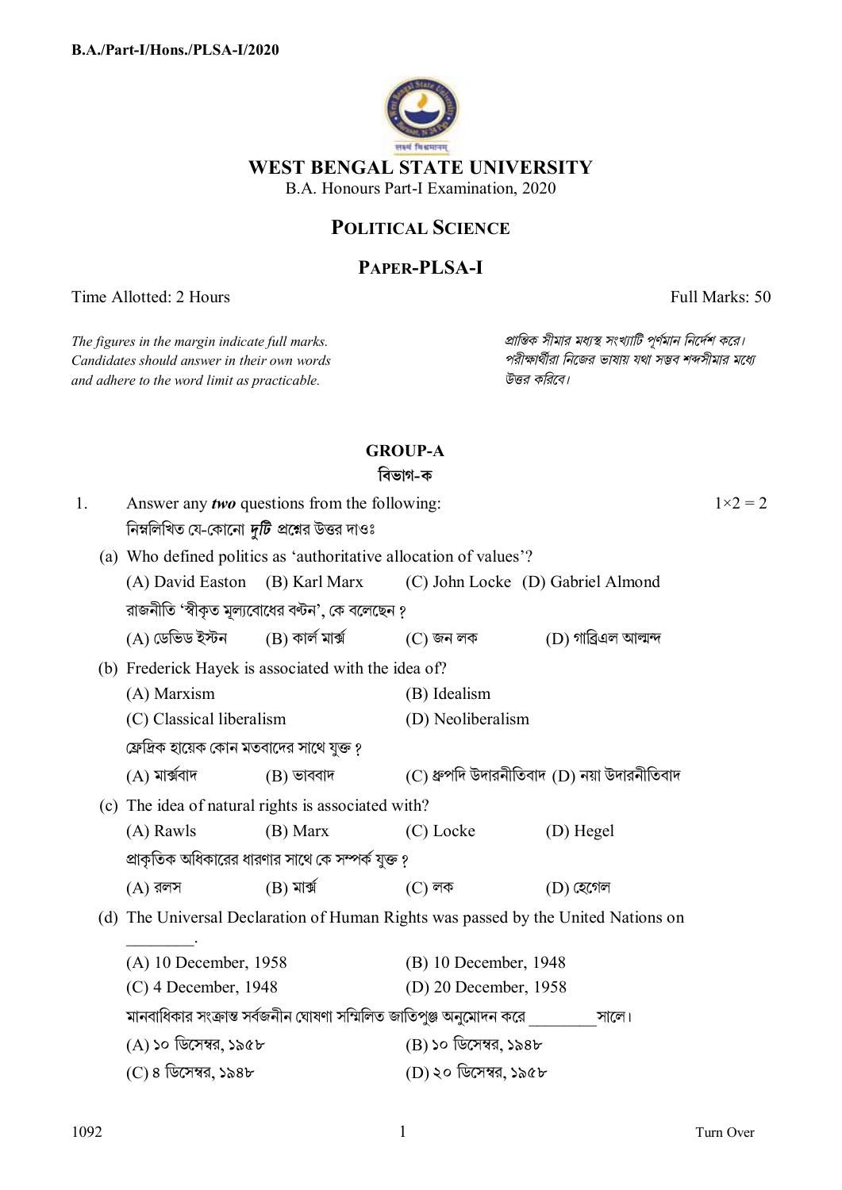# WEST BENGAL STATE UNIVERSITY

B.A. Honours Part-I Examination, 2020

## POLITICAL SCIENCE

## PAPER-PLSA-I

Time Allotted: 2 Hours | Full Marks: 50

*The figures in the margin indicate full marks. Candidates should answer in their own words and adhere to the word limit as practicable.*

*প্রান্তিক সীমার মধ্যস্থ সংখ্যাটি পূর্ণমান নির্দেশ করে। পরীক্ষার্থীরা নিজের ভাষায় যথা সম্ভব শব্দসীমার মধ্যে উত্তর করিবে।*

### GROUP-A
### বিভাগ-ক

1. Answer any ***two*** questions from the following: $1 \times 2 = 2$

   নিম্নলিখিত যে-কোনো ***দুটি*** প্রশ্নের উত্তর দাওঃ

   (a) Who defined politics as 'authoritative allocation of values'?

   (A) David Easton (B) Karl Marx (C) John Locke (D) Gabriel Almond

   রাজনীতি 'স্বীকৃত মূল্যবোধের বন্টন', কে বলেছেন ?

   (A) ডেভিড ইস্টন (B) কার্ল মার্ক্স (C) জন লক (D) গাব্রিএল আল্মন্দ

   (b) Frederick Hayek is associated with the idea of?

   (A) Marxism (B) Idealism
   (C) Classical liberalism (D) Neoliberalism

   ফ্রেদ্রিক হায়েক কোন মতবাদের সাথে যুক্ত ?

   (A) মার্ক্সবাদ (B) ভাববাদ (C) ধ্রুপদি উদারনীতিবাদ (D) নয়া উদারনীতিবাদ

   (c) The idea of natural rights is associated with?

   (A) Rawls (B) Marx (C) Locke (D) Hegel

   প্রাকৃতিক অধিকারের ধারণার সাথে কে সম্পর্ক যুক্ত ?

   (A) রলস (B) মার্ক্স (C) লক (D) হেগেল

   (d) The Universal Declaration of Human Rights was passed by the United Nations on \_\_\_\_\_\_\_\_.

   (A) 10 December, 1958 (B) 10 December, 1948
   (C) 4 December, 1948 (D) 20 December, 1958

   মানবাধিকার সংক্রান্ত সর্বজনীন ঘোষণা সম্মিলিত জাতিপুঞ্জ অনুমোদন করে \_\_\_\_\_\_\_\_ সালে।

   (A) ১০ ডিসেম্বর, ১৯৫৮ (B) ১০ ডিসেম্বর, ১৯৪৮
   (C) ৪ ডিসেম্বর, ১৯৪৮ (D) ২০ ডিসেম্বর, ১৯৫৮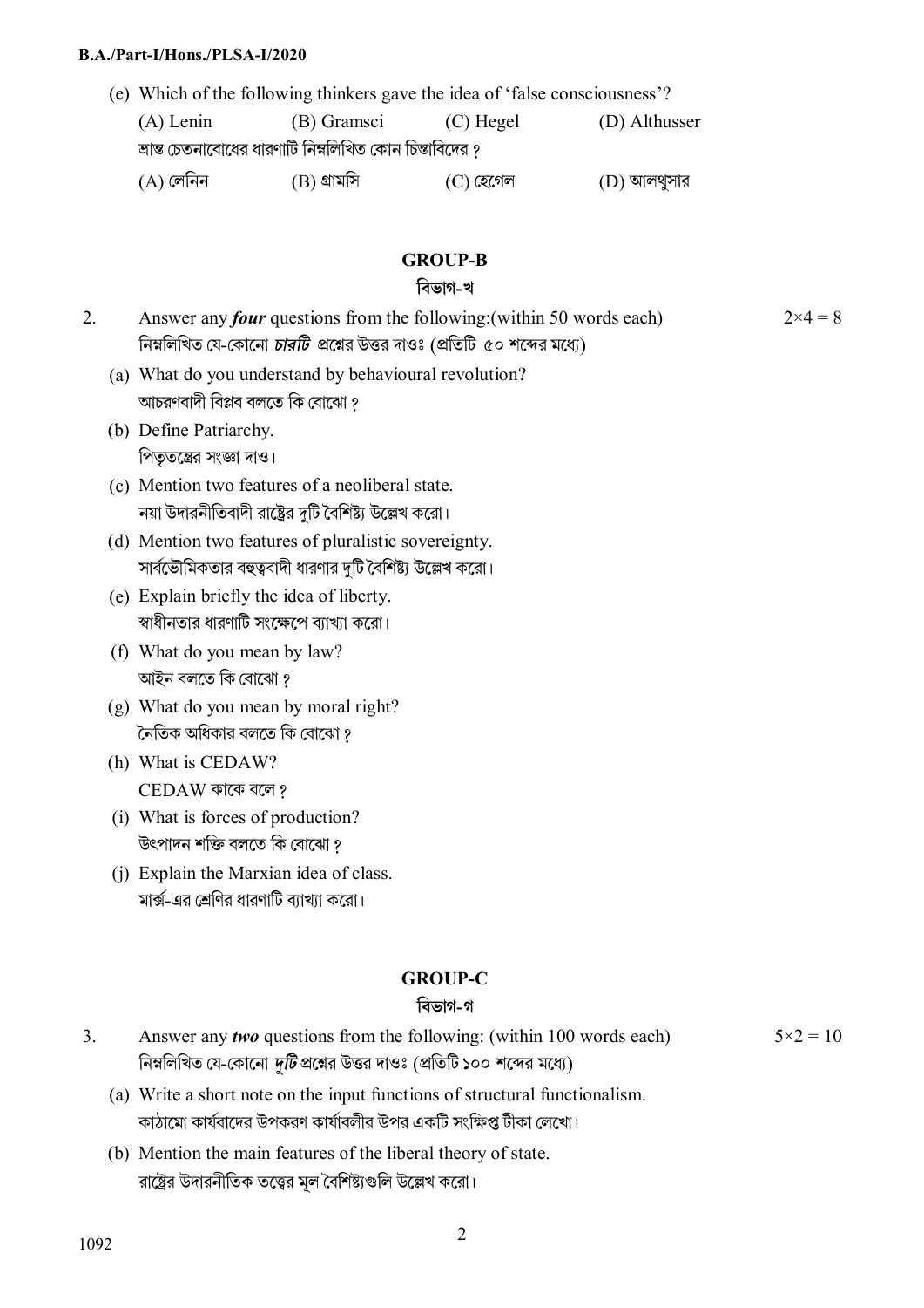(e) Which of the following thinkers gave the idea of 'false consciousness'?

(A) Lenin (B) Gramsci (C) Hegel (D) Althusser

ভ্রান্ত চেতনাবোধের ধারণাটি নিম্নলিখিত কোন চিন্তাবিদের ?

(A) লেনিন (B) গ্রামসি (C) হেগেল (D) আলথুসার

## GROUP-B

## বিভাগ-খ

2. Answer any ***four*** questions from the following:(within 50 words each) $2\times4 = 8$

নিম্নলিখিত যে-কোনো ***চারটি*** প্রশ্নের উত্তর দাওঃ (প্রতিটি ৫০ শব্দের মধ্যে)

(a) What do you understand by behavioural revolution?
আচরণবাদী বিপ্লব বলতে কি বোঝো ?

(b) Define Patriarchy.
পিতৃতন্ত্রের সংজ্ঞা দাও।

(c) Mention two features of a neoliberal state.
নয়া উদারনীতিবাদী রাষ্ট্রের দুটি বৈশিষ্ট্য উল্লেখ করো।

(d) Mention two features of pluralistic sovereignty.
সার্বভৌমিকতার বহুত্ববাদী ধারণার দুটি বৈশিষ্ট্য উল্লেখ করো।

(e) Explain briefly the idea of liberty.
স্বাধীনতার ধারণাটি সংক্ষেপে ব্যাখ্যা করো।

(f) What do you mean by law?
আইন বলতে কি বোঝো ?

(g) What do you mean by moral right?
নৈতিক অধিকার বলতে কি বোঝো ?

(h) What is CEDAW?
CEDAW কাকে বলে ?

(i) What is forces of production?
উৎপাদন শক্তি বলতে কি বোঝো ?

(j) Explain the Marxian idea of class.
মার্ক্স-এর শ্রেণির ধারণাটি ব্যাখ্যা করো।

## GROUP-C

## বিভাগ-গ

3. Answer any ***two*** questions from the following: (within 100 words each) $5\times2 = 10$

নিম্নলিখিত যে-কোনো ***দুটি*** প্রশ্নের উত্তর দাওঃ (প্রতিটি ১০০ শব্দের মধ্যে)

(a) Write a short note on the input functions of structural functionalism.
কাঠামো কার্যবাদের উপকরণ কার্যাবলীর উপর একটি সংক্ষিপ্ত টীকা লেখো।

(b) Mention the main features of the liberal theory of state.
রাষ্ট্রের উদারনীতিক তত্ত্বের মূল বৈশিষ্ট্যগুলি উল্লেখ করো।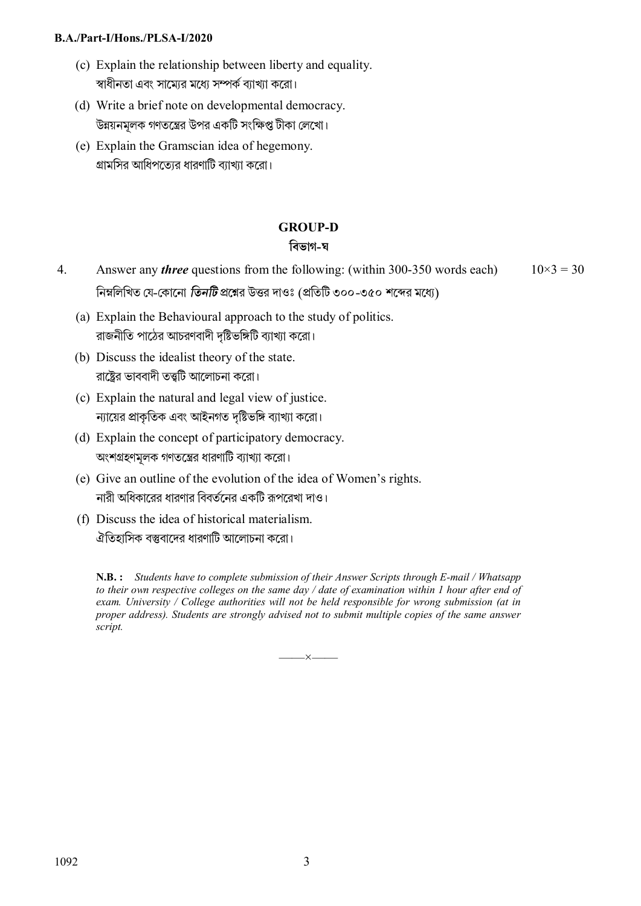(c) Explain the relationship between liberty and equality.
স্বাধীনতা এবং সাম্যের মধ্যে সম্পর্ক ব্যাখ্যা করো।

(d) Write a brief note on developmental democracy.
উন্নয়নমূলক গণতন্ত্রের উপর একটি সংক্ষিপ্ত টীকা লেখো।

(e) Explain the Gramscian idea of hegemony.
গ্রামসির আধিপত্যের ধারণাটি ব্যাখ্যা করো।

## GROUP-D
## বিভাগ-ঘ

4. Answer any ***three*** questions from the following: (within 300-350 words each) $10\times3 = 30$

নিম্নলিখিত যে-কোনো ***তিনটি*** প্রশ্নের উত্তর দাওঃ (প্রতিটি ৩০০-৩৫০ শব্দের মধ্যে)

(a) Explain the Behavioural approach to the study of politics.
রাজনীতি পাঠের আচরণবাদী দৃষ্টিভঙ্গিটি ব্যাখ্যা করো।

(b) Discuss the idealist theory of the state.
রাষ্ট্রের ভাববাদী তত্ত্বটি আলোচনা করো।

(c) Explain the natural and legal view of justice.
ন্যায়ের প্রাকৃতিক এবং আইনগত দৃষ্টিভঙ্গি ব্যাখ্যা করো।

(d) Explain the concept of participatory democracy.
অংশগ্রহণমূলক গণতন্ত্রের ধারণাটি ব্যাখ্যা করো।

(e) Give an outline of the evolution of the idea of Women's rights.
নারী অধিকারের ধারণার বিবর্তনের একটি রূপরেখা দাও।

(f) Discuss the idea of historical materialism.
ঐতিহাসিক বস্তুবাদের ধারণাটি আলোচনা করো।

**N.B. :** *Students have to complete submission of their Answer Scripts through E-mail / Whatsapp to their own respective colleges on the same day / date of examination within 1 hour after end of exam. University / College authorities will not be held responsible for wrong submission (at in proper address). Students are strongly advised not to submit multiple copies of the same answer script.*

——×——